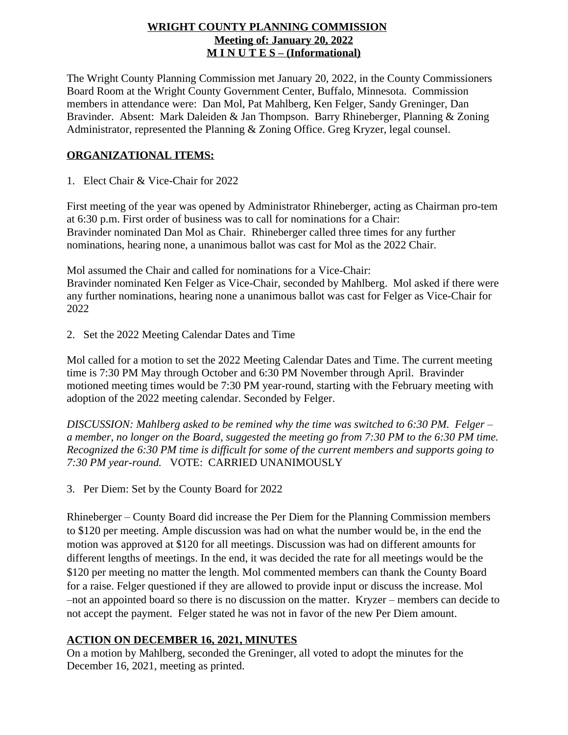# WRIGHT COUNTY PLANNING COMMISSION
## Meeting of: January 20, 2022
## M I N U T E S – (Informational)

The Wright County Planning Commission met January 20, 2022, in the County Commissioners Board Room at the Wright County Government Center, Buffalo, Minnesota. Commission members in attendance were: Dan Mol, Pat Mahlberg, Ken Felger, Sandy Greninger, Dan Bravinder. Absent: Mark Daleiden & Jan Thompson. Barry Rhineberger, Planning & Zoning Administrator, represented the Planning & Zoning Office. Greg Kryzer, legal counsel.

## ORGANIZATIONAL ITEMS:

1. Elect Chair & Vice-Chair for 2022

First meeting of the year was opened by Administrator Rhineberger, acting as Chairman pro-tem at 6:30 p.m. First order of business was to call for nominations for a Chair:
Bravinder nominated Dan Mol as Chair. Rhineberger called three times for any further nominations, hearing none, a unanimous ballot was cast for Mol as the 2022 Chair.

Mol assumed the Chair and called for nominations for a Vice-Chair:
Bravinder nominated Ken Felger as Vice-Chair, seconded by Mahlberg. Mol asked if there were any further nominations, hearing none a unanimous ballot was cast for Felger as Vice-Chair for 2022

2. Set the 2022 Meeting Calendar Dates and Time

Mol called for a motion to set the 2022 Meeting Calendar Dates and Time. The current meeting time is 7:30 PM May through October and 6:30 PM November through April. Bravinder motioned meeting times would be 7:30 PM year-round, starting with the February meeting with adoption of the 2022 meeting calendar. Seconded by Felger.

*DISCUSSION: Mahlberg asked to be remined why the time was switched to 6:30 PM. Felger – a member, no longer on the Board, suggested the meeting go from 7:30 PM to the 6:30 PM time. Recognized the 6:30 PM time is difficult for some of the current members and supports going to 7:30 PM year-round.* VOTE: CARRIED UNANIMOUSLY

3. Per Diem: Set by the County Board for 2022

Rhineberger – County Board did increase the Per Diem for the Planning Commission members to $120 per meeting. Ample discussion was had on what the number would be, in the end the motion was approved at $120 for all meetings. Discussion was had on different amounts for different lengths of meetings. In the end, it was decided the rate for all meetings would be the $120 per meeting no matter the length. Mol commented members can thank the County Board for a raise. Felger questioned if they are allowed to provide input or discuss the increase. Mol –not an appointed board so there is no discussion on the matter. Kryzer – members can decide to not accept the payment. Felger stated he was not in favor of the new Per Diem amount.

## ACTION ON DECEMBER 16, 2021, MINUTES

On a motion by Mahlberg, seconded the Greninger, all voted to adopt the minutes for the December 16, 2021, meeting as printed.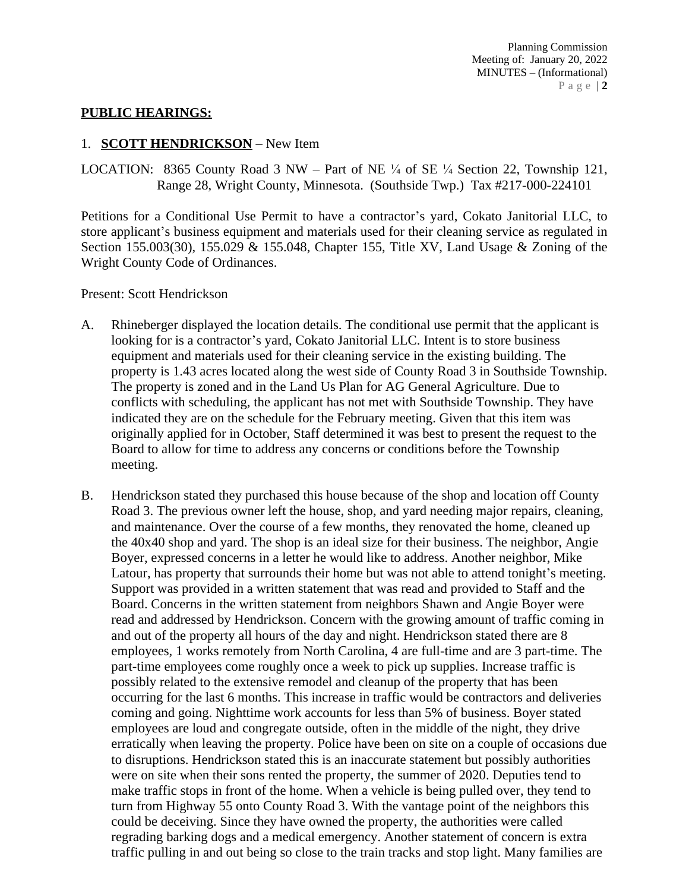## PUBLIC HEARINGS:

1. **SCOTT HENDRICKSON** – New Item

LOCATION: 8365 County Road 3 NW – Part of NE ¼ of SE ¼ Section 22, Township 121, Range 28, Wright County, Minnesota. (Southside Twp.) Tax #217-000-224101

Petitions for a Conditional Use Permit to have a contractor's yard, Cokato Janitorial LLC, to store applicant's business equipment and materials used for their cleaning service as regulated in Section 155.003(30), 155.029 & 155.048, Chapter 155, Title XV, Land Usage & Zoning of the Wright County Code of Ordinances.

Present: Scott Hendrickson

A. Rhineberger displayed the location details. The conditional use permit that the applicant is looking for is a contractor's yard, Cokato Janitorial LLC. Intent is to store business equipment and materials used for their cleaning service in the existing building. The property is 1.43 acres located along the west side of County Road 3 in Southside Township. The property is zoned and in the Land Us Plan for AG General Agriculture. Due to conflicts with scheduling, the applicant has not met with Southside Township. They have indicated they are on the schedule for the February meeting. Given that this item was originally applied for in October, Staff determined it was best to present the request to the Board to allow for time to address any concerns or conditions before the Township meeting.

B. Hendrickson stated they purchased this house because of the shop and location off County Road 3. The previous owner left the house, shop, and yard needing major repairs, cleaning, and maintenance. Over the course of a few months, they renovated the home, cleaned up the 40x40 shop and yard. The shop is an ideal size for their business. The neighbor, Angie Boyer, expressed concerns in a letter he would like to address. Another neighbor, Mike Latour, has property that surrounds their home but was not able to attend tonight's meeting. Support was provided in a written statement that was read and provided to Staff and the Board. Concerns in the written statement from neighbors Shawn and Angie Boyer were read and addressed by Hendrickson. Concern with the growing amount of traffic coming in and out of the property all hours of the day and night. Hendrickson stated there are 8 employees, 1 works remotely from North Carolina, 4 are full-time and are 3 part-time. The part-time employees come roughly once a week to pick up supplies. Increase traffic is possibly related to the extensive remodel and cleanup of the property that has been occurring for the last 6 months. This increase in traffic would be contractors and deliveries coming and going. Nighttime work accounts for less than 5% of business. Boyer stated employees are loud and congregate outside, often in the middle of the night, they drive erratically when leaving the property. Police have been on site on a couple of occasions due to disruptions. Hendrickson stated this is an inaccurate statement but possibly authorities were on site when their sons rented the property, the summer of 2020. Deputies tend to make traffic stops in front of the home. When a vehicle is being pulled over, they tend to turn from Highway 55 onto County Road 3. With the vantage point of the neighbors this could be deceiving. Since they have owned the property, the authorities were called regrading barking dogs and a medical emergency. Another statement of concern is extra traffic pulling in and out being so close to the train tracks and stop light. Many families are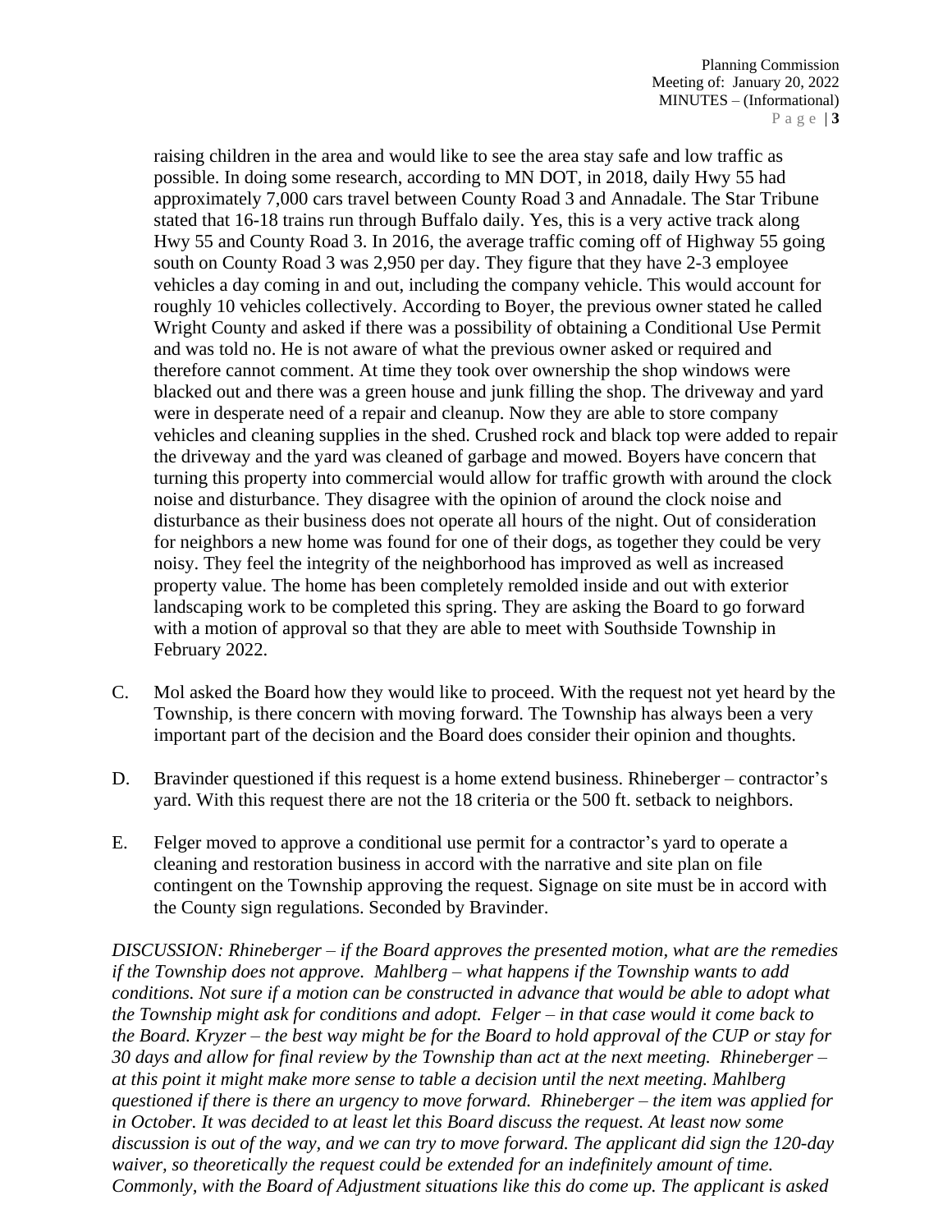raising children in the area and would like to see the area stay safe and low traffic as possible. In doing some research, according to MN DOT, in 2018, daily Hwy 55 had approximately 7,000 cars travel between County Road 3 and Annadale. The Star Tribune stated that 16-18 trains run through Buffalo daily. Yes, this is a very active track along Hwy 55 and County Road 3. In 2016, the average traffic coming off of Highway 55 going south on County Road 3 was 2,950 per day. They figure that they have 2-3 employee vehicles a day coming in and out, including the company vehicle. This would account for roughly 10 vehicles collectively. According to Boyer, the previous owner stated he called Wright County and asked if there was a possibility of obtaining a Conditional Use Permit and was told no. He is not aware of what the previous owner asked or required and therefore cannot comment. At time they took over ownership the shop windows were blacked out and there was a green house and junk filling the shop. The driveway and yard were in desperate need of a repair and cleanup. Now they are able to store company vehicles and cleaning supplies in the shed. Crushed rock and black top were added to repair the driveway and the yard was cleaned of garbage and mowed. Boyers have concern that turning this property into commercial would allow for traffic growth with around the clock noise and disturbance. They disagree with the opinion of around the clock noise and disturbance as their business does not operate all hours of the night. Out of consideration for neighbors a new home was found for one of their dogs, as together they could be very noisy. They feel the integrity of the neighborhood has improved as well as increased property value. The home has been completely remolded inside and out with exterior landscaping work to be completed this spring. They are asking the Board to go forward with a motion of approval so that they are able to meet with Southside Township in February 2022.

C. Mol asked the Board how they would like to proceed. With the request not yet heard by the Township, is there concern with moving forward. The Township has always been a very important part of the decision and the Board does consider their opinion and thoughts.

D. Bravinder questioned if this request is a home extend business. Rhineberger – contractor's yard. With this request there are not the 18 criteria or the 500 ft. setback to neighbors.

E. Felger moved to approve a conditional use permit for a contractor's yard to operate a cleaning and restoration business in accord with the narrative and site plan on file contingent on the Township approving the request. Signage on site must be in accord with the County sign regulations. Seconded by Bravinder.

*DISCUSSION: Rhineberger – if the Board approves the presented motion, what are the remedies if the Township does not approve. Mahlberg – what happens if the Township wants to add conditions. Not sure if a motion can be constructed in advance that would be able to adopt what the Township might ask for conditions and adopt. Felger – in that case would it come back to the Board. Kryzer – the best way might be for the Board to hold approval of the CUP or stay for 30 days and allow for final review by the Township than act at the next meeting. Rhineberger – at this point it might make more sense to table a decision until the next meeting. Mahlberg questioned if there is there an urgency to move forward. Rhineberger – the item was applied for in October. It was decided to at least let this Board discuss the request. At least now some discussion is out of the way, and we can try to move forward. The applicant did sign the 120-day waiver, so theoretically the request could be extended for an indefinitely amount of time. Commonly, with the Board of Adjustment situations like this do come up. The applicant is asked*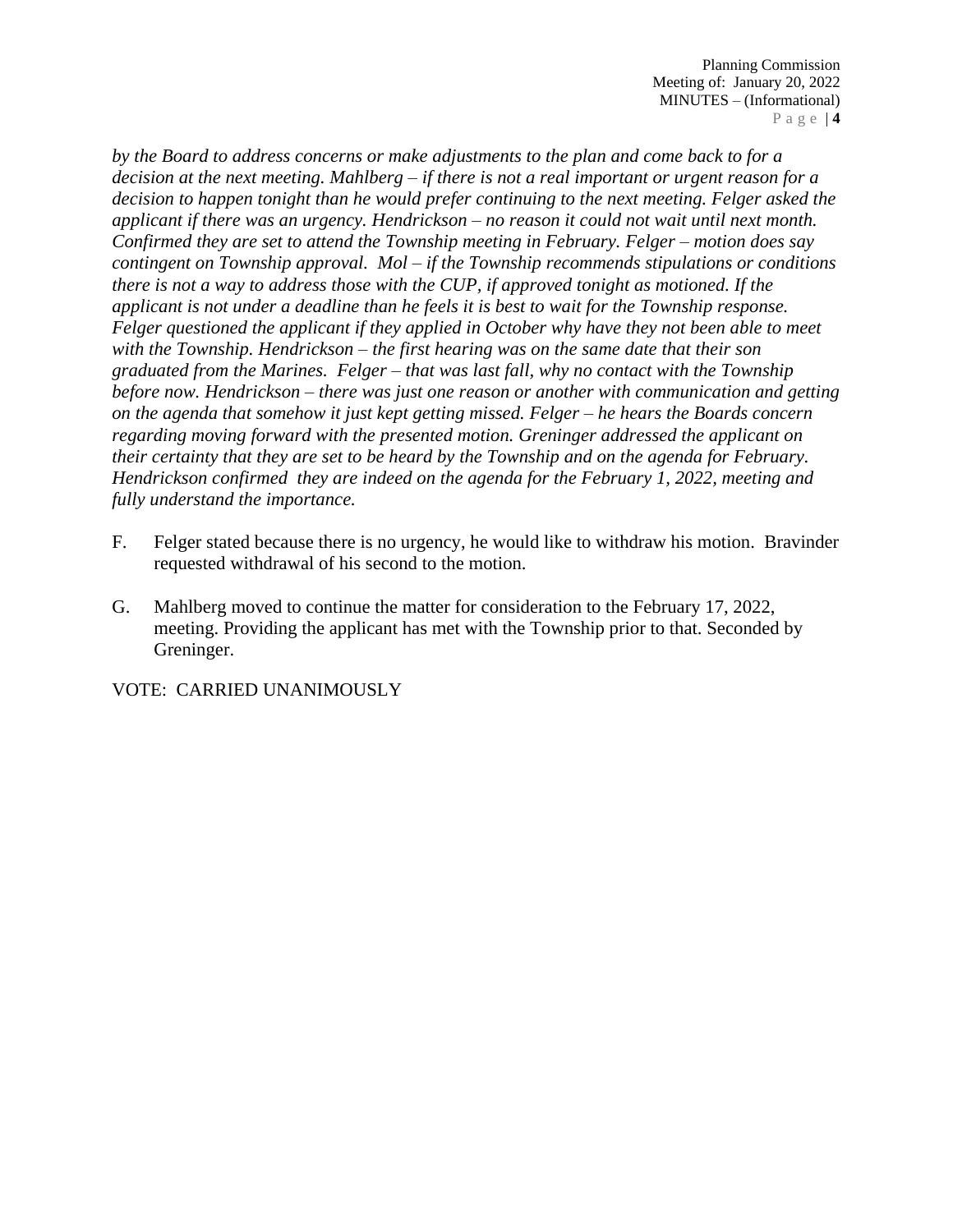*by the Board to address concerns or make adjustments to the plan and come back to for a decision at the next meeting. Mahlberg – if there is not a real important or urgent reason for a decision to happen tonight than he would prefer continuing to the next meeting. Felger asked the applicant if there was an urgency. Hendrickson – no reason it could not wait until next month. Confirmed they are set to attend the Township meeting in February. Felger – motion does say contingent on Township approval. Mol – if the Township recommends stipulations or conditions there is not a way to address those with the CUP, if approved tonight as motioned. If the applicant is not under a deadline than he feels it is best to wait for the Township response. Felger questioned the applicant if they applied in October why have they not been able to meet with the Township. Hendrickson – the first hearing was on the same date that their son graduated from the Marines. Felger – that was last fall, why no contact with the Township before now. Hendrickson – there was just one reason or another with communication and getting on the agenda that somehow it just kept getting missed. Felger – he hears the Boards concern regarding moving forward with the presented motion. Greninger addressed the applicant on their certainty that they are set to be heard by the Township and on the agenda for February. Hendrickson confirmed they are indeed on the agenda for the February 1, 2022, meeting and fully understand the importance.*

F. Felger stated because there is no urgency, he would like to withdraw his motion. Bravinder requested withdrawal of his second to the motion.

G. Mahlberg moved to continue the matter for consideration to the February 17, 2022, meeting. Providing the applicant has met with the Township prior to that. Seconded by Greninger.

VOTE: CARRIED UNANIMOUSLY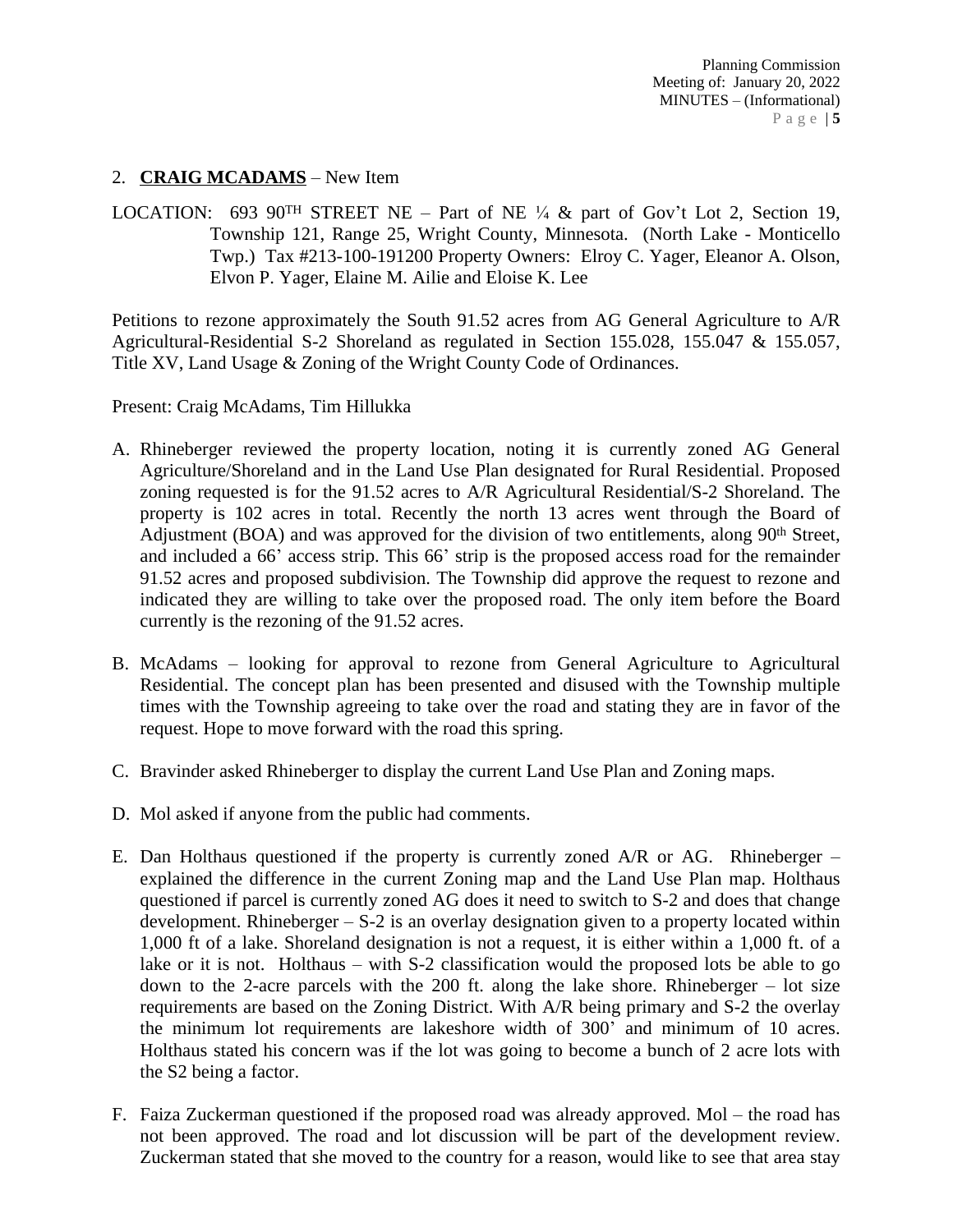2. **CRAIG MCADAMS** – New Item

LOCATION: 693 90TH STREET NE – Part of NE ¼ & part of Gov't Lot 2, Section 19, Township 121, Range 25, Wright County, Minnesota. (North Lake - Monticello Twp.) Tax #213-100-191200 Property Owners: Elroy C. Yager, Eleanor A. Olson, Elvon P. Yager, Elaine M. Ailie and Eloise K. Lee

Petitions to rezone approximately the South 91.52 acres from AG General Agriculture to A/R Agricultural-Residential S-2 Shoreland as regulated in Section 155.028, 155.047 & 155.057, Title XV, Land Usage & Zoning of the Wright County Code of Ordinances.

Present: Craig McAdams, Tim Hillukka

A. Rhineberger reviewed the property location, noting it is currently zoned AG General Agriculture/Shoreland and in the Land Use Plan designated for Rural Residential. Proposed zoning requested is for the 91.52 acres to A/R Agricultural Residential/S-2 Shoreland. The property is 102 acres in total. Recently the north 13 acres went through the Board of Adjustment (BOA) and was approved for the division of two entitlements, along 90th Street, and included a 66' access strip. This 66' strip is the proposed access road for the remainder 91.52 acres and proposed subdivision. The Township did approve the request to rezone and indicated they are willing to take over the proposed road. The only item before the Board currently is the rezoning of the 91.52 acres.

B. McAdams – looking for approval to rezone from General Agriculture to Agricultural Residential. The concept plan has been presented and disused with the Township multiple times with the Township agreeing to take over the road and stating they are in favor of the request. Hope to move forward with the road this spring.

C. Bravinder asked Rhineberger to display the current Land Use Plan and Zoning maps.

D. Mol asked if anyone from the public had comments.

E. Dan Holthaus questioned if the property is currently zoned A/R or AG. Rhineberger – explained the difference in the current Zoning map and the Land Use Plan map. Holthaus questioned if parcel is currently zoned AG does it need to switch to S-2 and does that change development. Rhineberger – S-2 is an overlay designation given to a property located within 1,000 ft of a lake. Shoreland designation is not a request, it is either within a 1,000 ft. of a lake or it is not. Holthaus – with S-2 classification would the proposed lots be able to go down to the 2-acre parcels with the 200 ft. along the lake shore. Rhineberger – lot size requirements are based on the Zoning District. With A/R being primary and S-2 the overlay the minimum lot requirements are lakeshore width of 300' and minimum of 10 acres. Holthaus stated his concern was if the lot was going to become a bunch of 2 acre lots with the S2 being a factor.

F. Faiza Zuckerman questioned if the proposed road was already approved. Mol – the road has not been approved. The road and lot discussion will be part of the development review. Zuckerman stated that she moved to the country for a reason, would like to see that area stay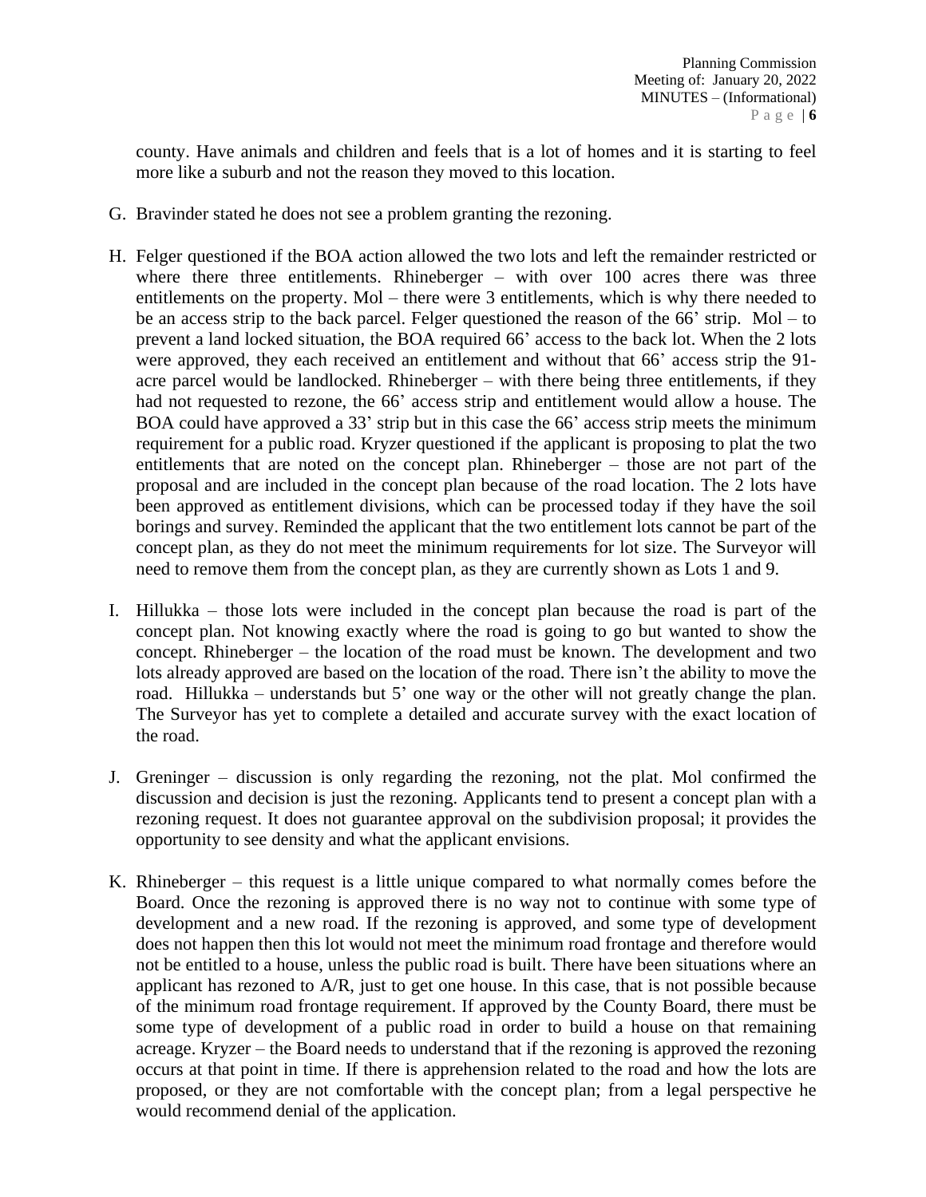county. Have animals and children and feels that is a lot of homes and it is starting to feel more like a suburb and not the reason they moved to this location.

G. Bravinder stated he does not see a problem granting the rezoning.

H. Felger questioned if the BOA action allowed the two lots and left the remainder restricted or where there three entitlements. Rhineberger – with over 100 acres there was three entitlements on the property. Mol – there were 3 entitlements, which is why there needed to be an access strip to the back parcel. Felger questioned the reason of the 66' strip. Mol – to prevent a land locked situation, the BOA required 66' access to the back lot. When the 2 lots were approved, they each received an entitlement and without that 66' access strip the 91-acre parcel would be landlocked. Rhineberger – with there being three entitlements, if they had not requested to rezone, the 66' access strip and entitlement would allow a house. The BOA could have approved a 33' strip but in this case the 66' access strip meets the minimum requirement for a public road. Kryzer questioned if the applicant is proposing to plat the two entitlements that are noted on the concept plan. Rhineberger – those are not part of the proposal and are included in the concept plan because of the road location. The 2 lots have been approved as entitlement divisions, which can be processed today if they have the soil borings and survey. Reminded the applicant that the two entitlement lots cannot be part of the concept plan, as they do not meet the minimum requirements for lot size. The Surveyor will need to remove them from the concept plan, as they are currently shown as Lots 1 and 9.

I. Hillukka – those lots were included in the concept plan because the road is part of the concept plan. Not knowing exactly where the road is going to go but wanted to show the concept. Rhineberger – the location of the road must be known. The development and two lots already approved are based on the location of the road. There isn't the ability to move the road. Hillukka – understands but 5' one way or the other will not greatly change the plan. The Surveyor has yet to complete a detailed and accurate survey with the exact location of the road.

J. Greninger – discussion is only regarding the rezoning, not the plat. Mol confirmed the discussion and decision is just the rezoning. Applicants tend to present a concept plan with a rezoning request. It does not guarantee approval on the subdivision proposal; it provides the opportunity to see density and what the applicant envisions.

K. Rhineberger – this request is a little unique compared to what normally comes before the Board. Once the rezoning is approved there is no way not to continue with some type of development and a new road. If the rezoning is approved, and some type of development does not happen then this lot would not meet the minimum road frontage and therefore would not be entitled to a house, unless the public road is built. There have been situations where an applicant has rezoned to A/R, just to get one house. In this case, that is not possible because of the minimum road frontage requirement. If approved by the County Board, there must be some type of development of a public road in order to build a house on that remaining acreage. Kryzer – the Board needs to understand that if the rezoning is approved the rezoning occurs at that point in time. If there is apprehension related to the road and how the lots are proposed, or they are not comfortable with the concept plan; from a legal perspective he would recommend denial of the application.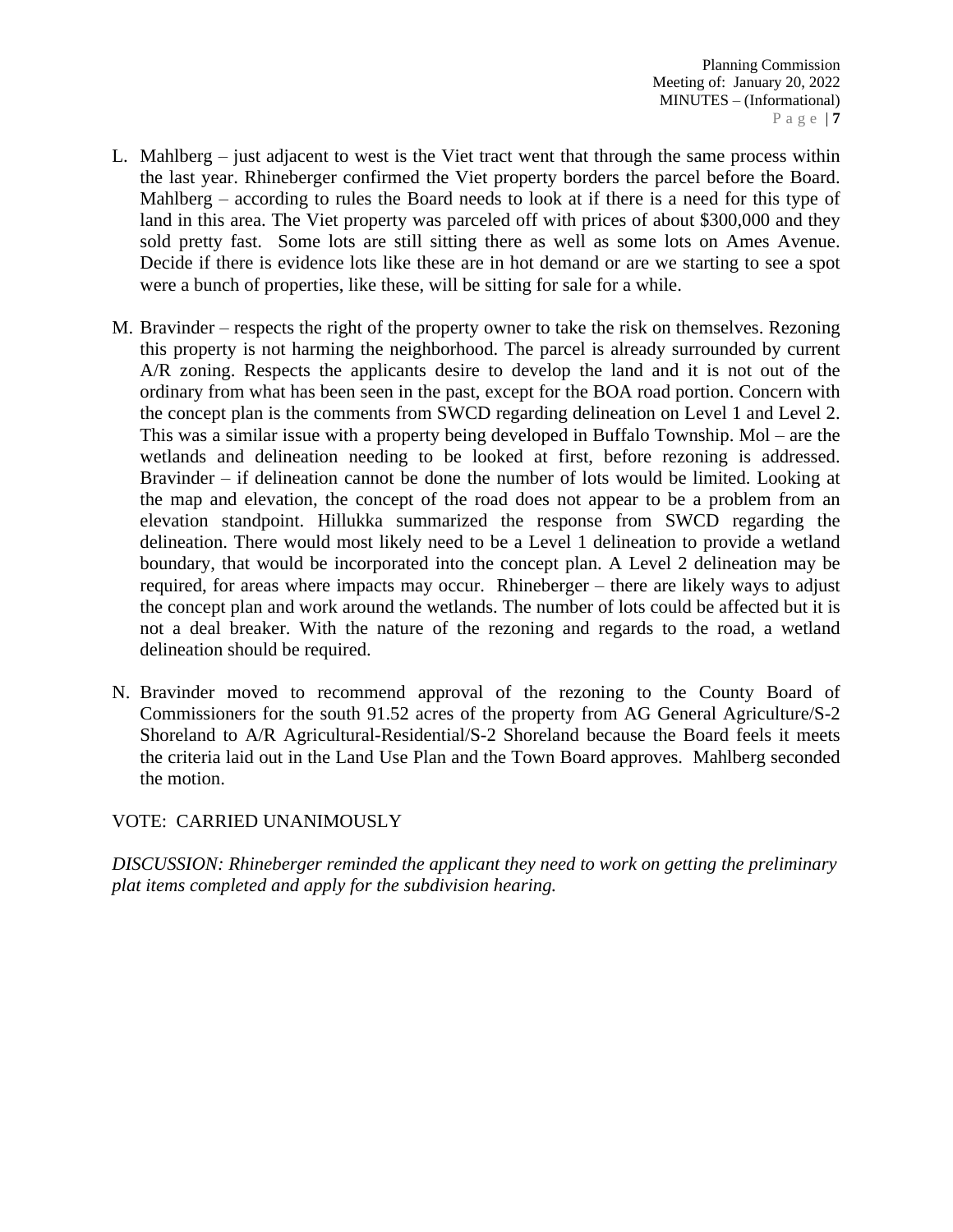L. Mahlberg – just adjacent to west is the Viet tract went that through the same process within the last year. Rhineberger confirmed the Viet property borders the parcel before the Board. Mahlberg – according to rules the Board needs to look at if there is a need for this type of land in this area. The Viet property was parceled off with prices of about $300,000 and they sold pretty fast. Some lots are still sitting there as well as some lots on Ames Avenue. Decide if there is evidence lots like these are in hot demand or are we starting to see a spot were a bunch of properties, like these, will be sitting for sale for a while.

M. Bravinder – respects the right of the property owner to take the risk on themselves. Rezoning this property is not harming the neighborhood. The parcel is already surrounded by current A/R zoning. Respects the applicants desire to develop the land and it is not out of the ordinary from what has been seen in the past, except for the BOA road portion. Concern with the concept plan is the comments from SWCD regarding delineation on Level 1 and Level 2. This was a similar issue with a property being developed in Buffalo Township. Mol – are the wetlands and delineation needing to be looked at first, before rezoning is addressed. Bravinder – if delineation cannot be done the number of lots would be limited. Looking at the map and elevation, the concept of the road does not appear to be a problem from an elevation standpoint. Hillukka summarized the response from SWCD regarding the delineation. There would most likely need to be a Level 1 delineation to provide a wetland boundary, that would be incorporated into the concept plan. A Level 2 delineation may be required, for areas where impacts may occur. Rhineberger – there are likely ways to adjust the concept plan and work around the wetlands. The number of lots could be affected but it is not a deal breaker. With the nature of the rezoning and regards to the road, a wetland delineation should be required.

N. Bravinder moved to recommend approval of the rezoning to the County Board of Commissioners for the south 91.52 acres of the property from AG General Agriculture/S-2 Shoreland to A/R Agricultural-Residential/S-2 Shoreland because the Board feels it meets the criteria laid out in the Land Use Plan and the Town Board approves. Mahlberg seconded the motion.

VOTE: CARRIED UNANIMOUSLY

*DISCUSSION: Rhineberger reminded the applicant they need to work on getting the preliminary plat items completed and apply for the subdivision hearing.*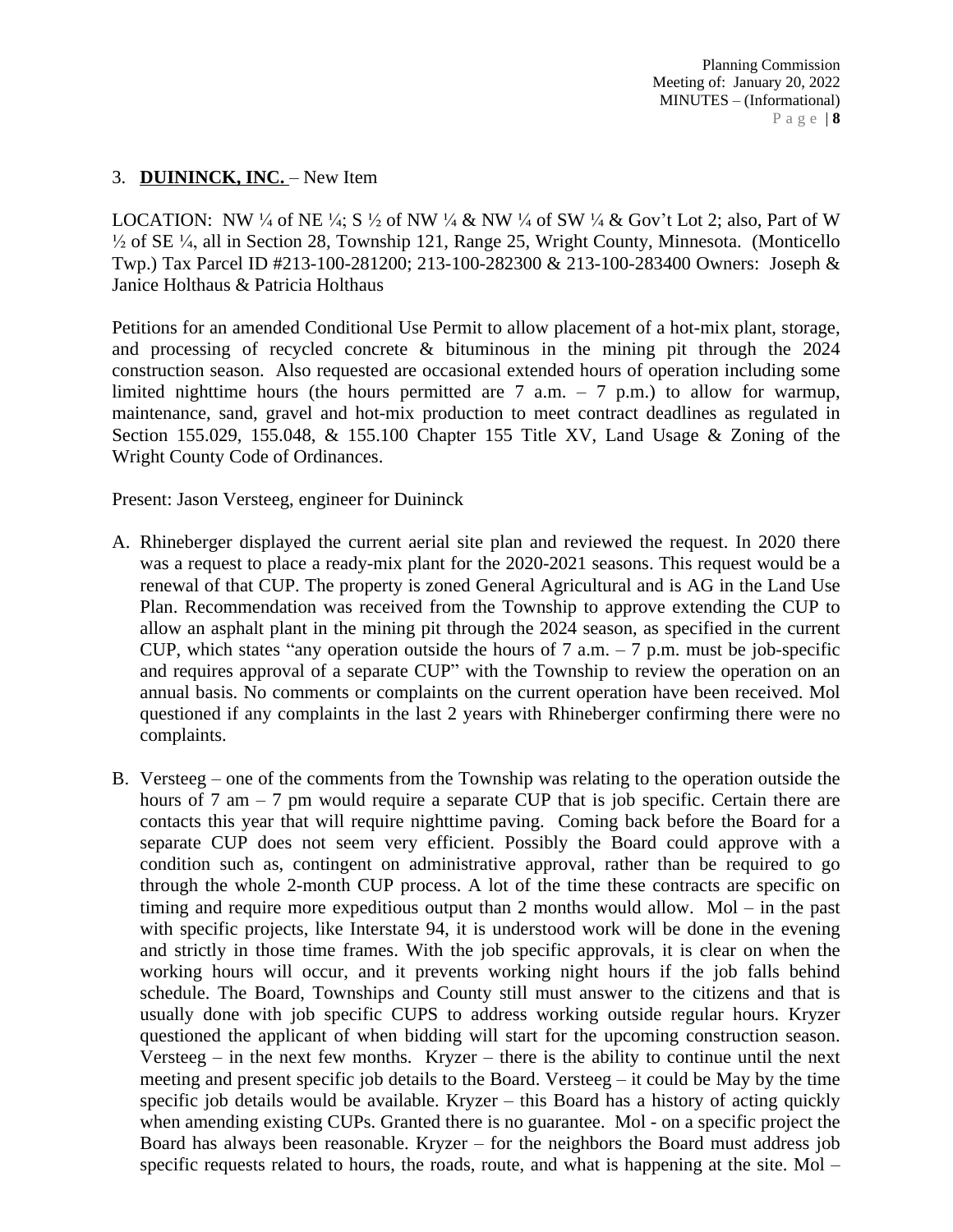3. **DUININCK, INC.** – New Item

LOCATION: NW ¼ of NE ¼; S ½ of NW ¼ & NW ¼ of SW ¼ & Gov't Lot 2; also, Part of W ½ of SE ¼, all in Section 28, Township 121, Range 25, Wright County, Minnesota. (Monticello Twp.) Tax Parcel ID #213-100-281200; 213-100-282300 & 213-100-283400 Owners: Joseph & Janice Holthaus & Patricia Holthaus

Petitions for an amended Conditional Use Permit to allow placement of a hot-mix plant, storage, and processing of recycled concrete & bituminous in the mining pit through the 2024 construction season. Also requested are occasional extended hours of operation including some limited nighttime hours (the hours permitted are 7 a.m. – 7 p.m.) to allow for warmup, maintenance, sand, gravel and hot-mix production to meet contract deadlines as regulated in Section 155.029, 155.048, & 155.100 Chapter 155 Title XV, Land Usage & Zoning of the Wright County Code of Ordinances.

Present: Jason Versteeg, engineer for Duininck

A. Rhineberger displayed the current aerial site plan and reviewed the request. In 2020 there was a request to place a ready-mix plant for the 2020-2021 seasons. This request would be a renewal of that CUP. The property is zoned General Agricultural and is AG in the Land Use Plan. Recommendation was received from the Township to approve extending the CUP to allow an asphalt plant in the mining pit through the 2024 season, as specified in the current CUP, which states "any operation outside the hours of 7 a.m. – 7 p.m. must be job-specific and requires approval of a separate CUP" with the Township to review the operation on an annual basis. No comments or complaints on the current operation have been received. Mol questioned if any complaints in the last 2 years with Rhineberger confirming there were no complaints.

B. Versteeg – one of the comments from the Township was relating to the operation outside the hours of 7 am – 7 pm would require a separate CUP that is job specific. Certain there are contacts this year that will require nighttime paving. Coming back before the Board for a separate CUP does not seem very efficient. Possibly the Board could approve with a condition such as, contingent on administrative approval, rather than be required to go through the whole 2-month CUP process. A lot of the time these contracts are specific on timing and require more expeditious output than 2 months would allow. Mol – in the past with specific projects, like Interstate 94, it is understood work will be done in the evening and strictly in those time frames. With the job specific approvals, it is clear on when the working hours will occur, and it prevents working night hours if the job falls behind schedule. The Board, Townships and County still must answer to the citizens and that is usually done with job specific CUPS to address working outside regular hours. Kryzer questioned the applicant of when bidding will start for the upcoming construction season. Versteeg – in the next few months. Kryzer – there is the ability to continue until the next meeting and present specific job details to the Board. Versteeg – it could be May by the time specific job details would be available. Kryzer – this Board has a history of acting quickly when amending existing CUPs. Granted there is no guarantee. Mol - on a specific project the Board has always been reasonable. Kryzer – for the neighbors the Board must address job specific requests related to hours, the roads, route, and what is happening at the site. Mol –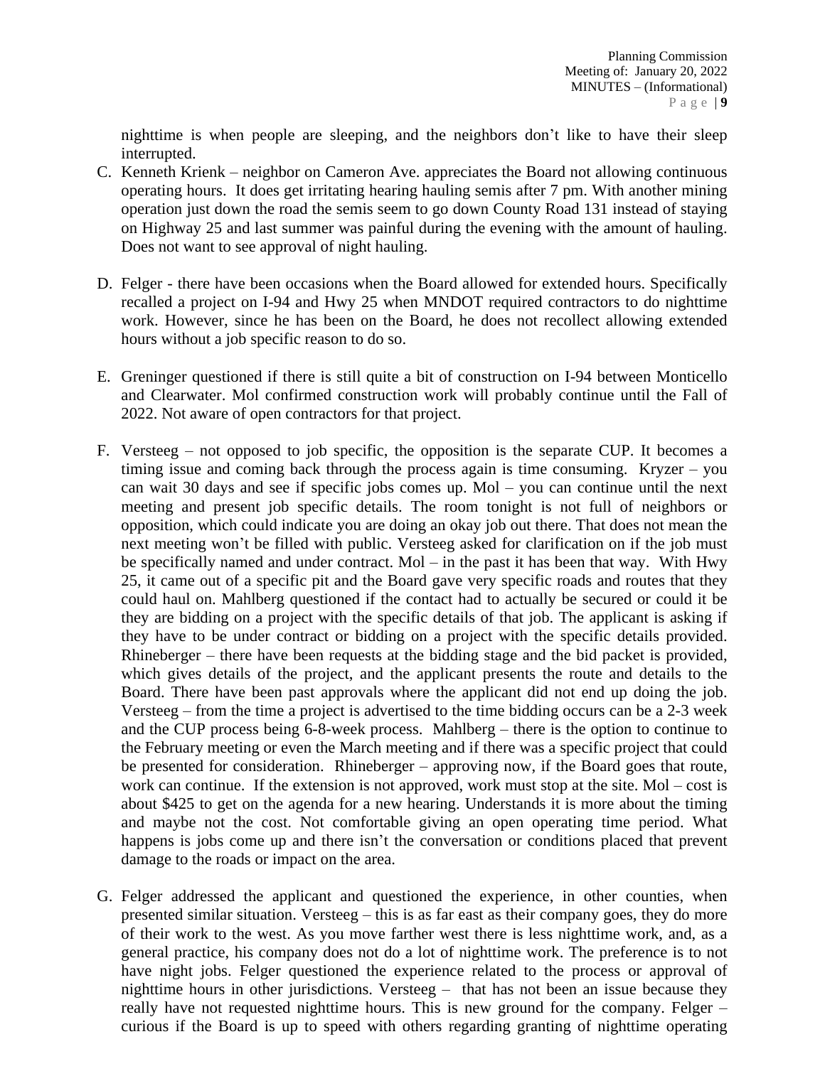nighttime is when people are sleeping, and the neighbors don't like to have their sleep interrupted.

C. Kenneth Krienk – neighbor on Cameron Ave. appreciates the Board not allowing continuous operating hours. It does get irritating hearing hauling semis after 7 pm. With another mining operation just down the road the semis seem to go down County Road 131 instead of staying on Highway 25 and last summer was painful during the evening with the amount of hauling. Does not want to see approval of night hauling.

D. Felger - there have been occasions when the Board allowed for extended hours. Specifically recalled a project on I-94 and Hwy 25 when MNDOT required contractors to do nighttime work. However, since he has been on the Board, he does not recollect allowing extended hours without a job specific reason to do so.

E. Greninger questioned if there is still quite a bit of construction on I-94 between Monticello and Clearwater. Mol confirmed construction work will probably continue until the Fall of 2022. Not aware of open contractors for that project.

F. Versteeg – not opposed to job specific, the opposition is the separate CUP. It becomes a timing issue and coming back through the process again is time consuming. Kryzer – you can wait 30 days and see if specific jobs comes up. Mol – you can continue until the next meeting and present job specific details. The room tonight is not full of neighbors or opposition, which could indicate you are doing an okay job out there. That does not mean the next meeting won't be filled with public. Versteeg asked for clarification on if the job must be specifically named and under contract. Mol – in the past it has been that way. With Hwy 25, it came out of a specific pit and the Board gave very specific roads and routes that they could haul on. Mahlberg questioned if the contact had to actually be secured or could it be they are bidding on a project with the specific details of that job. The applicant is asking if they have to be under contract or bidding on a project with the specific details provided. Rhineberger – there have been requests at the bidding stage and the bid packet is provided, which gives details of the project, and the applicant presents the route and details to the Board. There have been past approvals where the applicant did not end up doing the job. Versteeg – from the time a project is advertised to the time bidding occurs can be a 2-3 week and the CUP process being 6-8-week process. Mahlberg – there is the option to continue to the February meeting or even the March meeting and if there was a specific project that could be presented for consideration. Rhineberger – approving now, if the Board goes that route, work can continue. If the extension is not approved, work must stop at the site. Mol – cost is about $425 to get on the agenda for a new hearing. Understands it is more about the timing and maybe not the cost. Not comfortable giving an open operating time period. What happens is jobs come up and there isn't the conversation or conditions placed that prevent damage to the roads or impact on the area.

G. Felger addressed the applicant and questioned the experience, in other counties, when presented similar situation. Versteeg – this is as far east as their company goes, they do more of their work to the west. As you move farther west there is less nighttime work, and, as a general practice, his company does not do a lot of nighttime work. The preference is to not have night jobs. Felger questioned the experience related to the process or approval of nighttime hours in other jurisdictions. Versteeg – that has not been an issue because they really have not requested nighttime hours. This is new ground for the company. Felger – curious if the Board is up to speed with others regarding granting of nighttime operating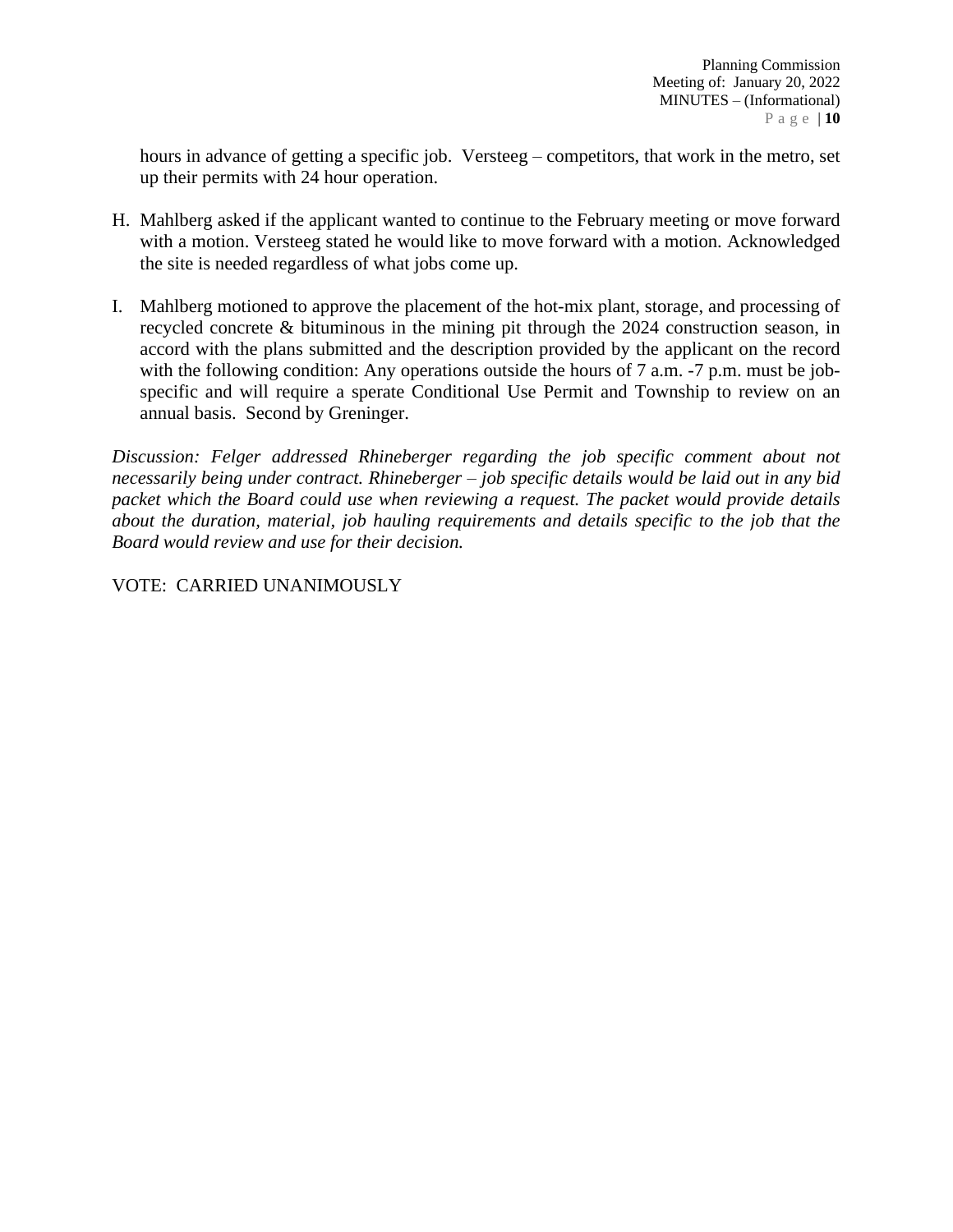hours in advance of getting a specific job. Versteeg – competitors, that work in the metro, set up their permits with 24 hour operation.

H. Mahlberg asked if the applicant wanted to continue to the February meeting or move forward with a motion. Versteeg stated he would like to move forward with a motion. Acknowledged the site is needed regardless of what jobs come up.

I. Mahlberg motioned to approve the placement of the hot-mix plant, storage, and processing of recycled concrete & bituminous in the mining pit through the 2024 construction season, in accord with the plans submitted and the description provided by the applicant on the record with the following condition: Any operations outside the hours of 7 a.m. -7 p.m. must be job-specific and will require a sperate Conditional Use Permit and Township to review on an annual basis. Second by Greninger.

*Discussion: Felger addressed Rhineberger regarding the job specific comment about not necessarily being under contract. Rhineberger – job specific details would be laid out in any bid packet which the Board could use when reviewing a request. The packet would provide details about the duration, material, job hauling requirements and details specific to the job that the Board would review and use for their decision.*

VOTE: CARRIED UNANIMOUSLY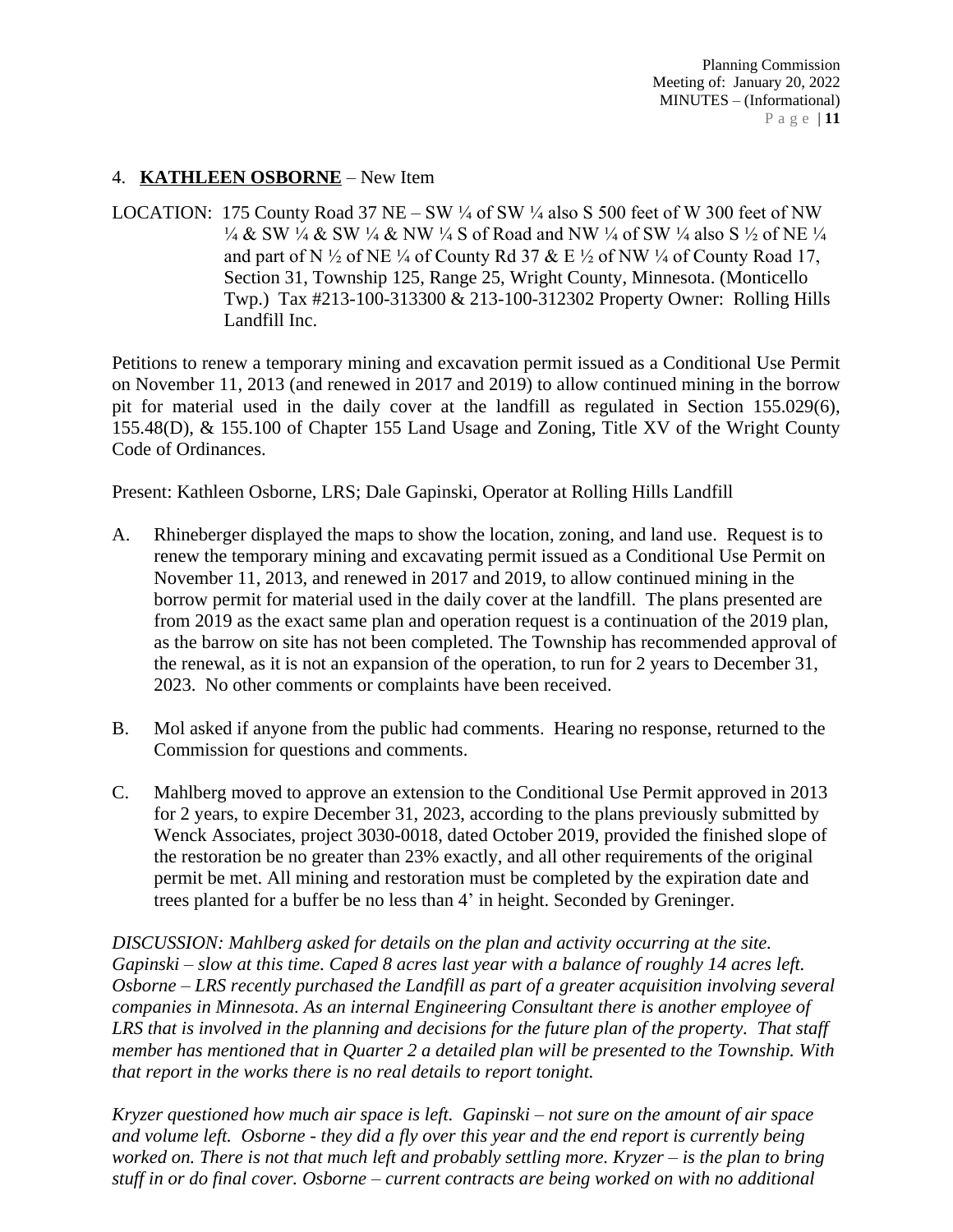4. **KATHLEEN OSBORNE** – New Item

LOCATION: 175 County Road 37 NE – SW ¼ of SW ¼ also S 500 feet of W 300 feet of NW ¼ & SW ¼ & SW ¼ & NW ¼ S of Road and NW ¼ of SW ¼ also S ½ of NE ¼ and part of N ½ of NE ¼ of County Rd 37 & E ½ of NW ¼ of County Road 17, Section 31, Township 125, Range 25, Wright County, Minnesota. (Monticello Twp.) Tax #213-100-313300 & 213-100-312302 Property Owner: Rolling Hills Landfill Inc.

Petitions to renew a temporary mining and excavation permit issued as a Conditional Use Permit on November 11, 2013 (and renewed in 2017 and 2019) to allow continued mining in the borrow pit for material used in the daily cover at the landfill as regulated in Section 155.029(6), 155.48(D), & 155.100 of Chapter 155 Land Usage and Zoning, Title XV of the Wright County Code of Ordinances.

Present: Kathleen Osborne, LRS; Dale Gapinski, Operator at Rolling Hills Landfill

A. Rhineberger displayed the maps to show the location, zoning, and land use. Request is to renew the temporary mining and excavating permit issued as a Conditional Use Permit on November 11, 2013, and renewed in 2017 and 2019, to allow continued mining in the borrow permit for material used in the daily cover at the landfill. The plans presented are from 2019 as the exact same plan and operation request is a continuation of the 2019 plan, as the barrow on site has not been completed. The Township has recommended approval of the renewal, as it is not an expansion of the operation, to run for 2 years to December 31, 2023. No other comments or complaints have been received.

B. Mol asked if anyone from the public had comments. Hearing no response, returned to the Commission for questions and comments.

C. Mahlberg moved to approve an extension to the Conditional Use Permit approved in 2013 for 2 years, to expire December 31, 2023, according to the plans previously submitted by Wenck Associates, project 3030-0018, dated October 2019, provided the finished slope of the restoration be no greater than 23% exactly, and all other requirements of the original permit be met. All mining and restoration must be completed by the expiration date and trees planted for a buffer be no less than 4' in height. Seconded by Greninger.

*DISCUSSION: Mahlberg asked for details on the plan and activity occurring at the site. Gapinski – slow at this time. Caped 8 acres last year with a balance of roughly 14 acres left. Osborne – LRS recently purchased the Landfill as part of a greater acquisition involving several companies in Minnesota. As an internal Engineering Consultant there is another employee of LRS that is involved in the planning and decisions for the future plan of the property. That staff member has mentioned that in Quarter 2 a detailed plan will be presented to the Township. With that report in the works there is no real details to report tonight.*

*Kryzer questioned how much air space is left. Gapinski – not sure on the amount of air space and volume left. Osborne - they did a fly over this year and the end report is currently being worked on. There is not that much left and probably settling more. Kryzer – is the plan to bring stuff in or do final cover. Osborne – current contracts are being worked on with no additional*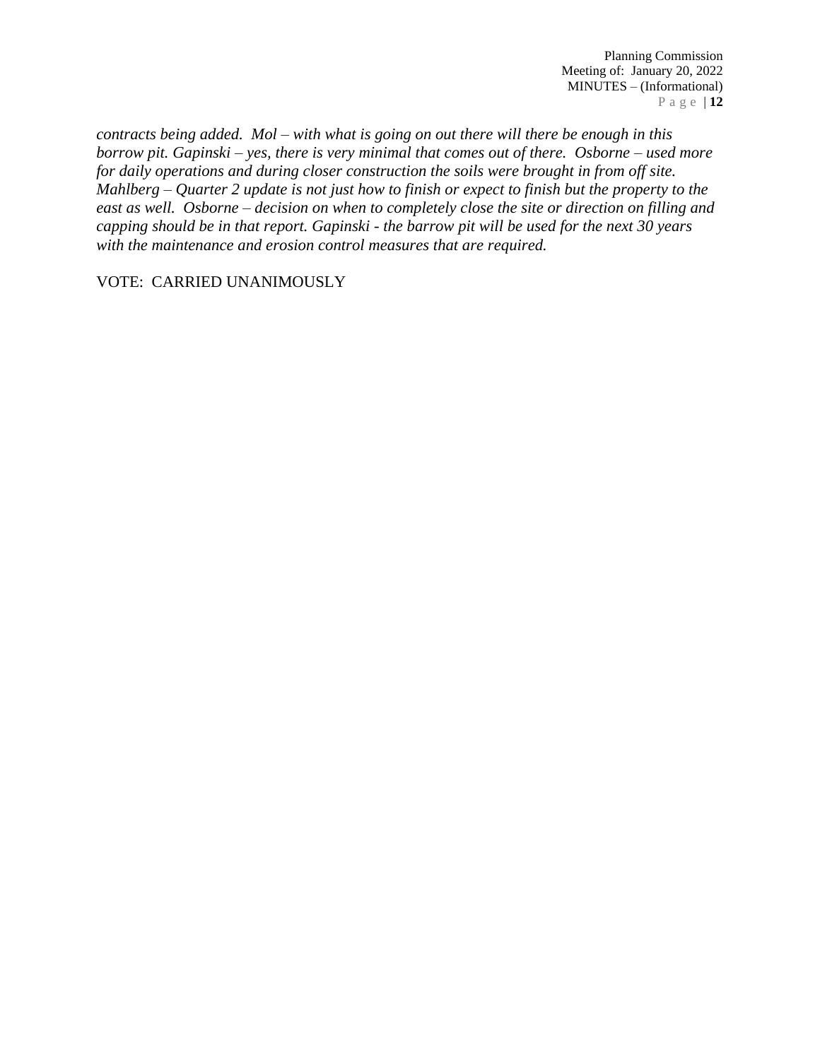*contracts being added. Mol – with what is going on out there will there be enough in this borrow pit. Gapinski – yes, there is very minimal that comes out of there. Osborne – used more for daily operations and during closer construction the soils were brought in from off site. Mahlberg – Quarter 2 update is not just how to finish or expect to finish but the property to the east as well. Osborne – decision on when to completely close the site or direction on filling and capping should be in that report. Gapinski - the barrow pit will be used for the next 30 years with the maintenance and erosion control measures that are required.*

VOTE: CARRIED UNANIMOUSLY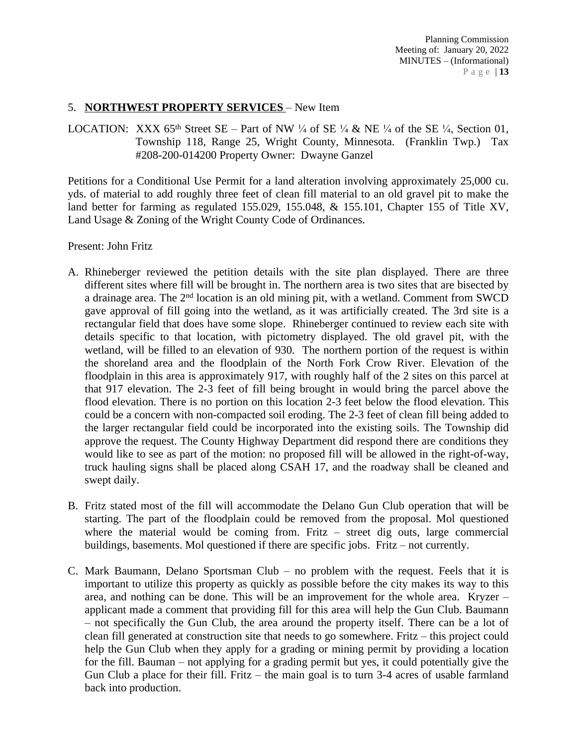5. **NORTHWEST PROPERTY SERVICES** – New Item

LOCATION: XXX 65th Street SE – Part of NW ¼ of SE ¼ & NE ¼ of the SE ¼, Section 01, Township 118, Range 25, Wright County, Minnesota. (Franklin Twp.) Tax #208-200-014200 Property Owner: Dwayne Ganzel

Petitions for a Conditional Use Permit for a land alteration involving approximately 25,000 cu. yds. of material to add roughly three feet of clean fill material to an old gravel pit to make the land better for farming as regulated 155.029, 155.048, & 155.101, Chapter 155 of Title XV, Land Usage & Zoning of the Wright County Code of Ordinances.

Present: John Fritz

A. Rhineberger reviewed the petition details with the site plan displayed. There are three different sites where fill will be brought in. The northern area is two sites that are bisected by a drainage area. The 2nd location is an old mining pit, with a wetland. Comment from SWCD gave approval of fill going into the wetland, as it was artificially created. The 3rd site is a rectangular field that does have some slope. Rhineberger continued to review each site with details specific to that location, with pictometry displayed. The old gravel pit, with the wetland, will be filled to an elevation of 930. The northern portion of the request is within the shoreland area and the floodplain of the North Fork Crow River. Elevation of the floodplain in this area is approximately 917, with roughly half of the 2 sites on this parcel at that 917 elevation. The 2-3 feet of fill being brought in would bring the parcel above the flood elevation. There is no portion on this location 2-3 feet below the flood elevation. This could be a concern with non-compacted soil eroding. The 2-3 feet of clean fill being added to the larger rectangular field could be incorporated into the existing soils. The Township did approve the request. The County Highway Department did respond there are conditions they would like to see as part of the motion: no proposed fill will be allowed in the right-of-way, truck hauling signs shall be placed along CSAH 17, and the roadway shall be cleaned and swept daily.

B. Fritz stated most of the fill will accommodate the Delano Gun Club operation that will be starting. The part of the floodplain could be removed from the proposal. Mol questioned where the material would be coming from. Fritz – street dig outs, large commercial buildings, basements. Mol questioned if there are specific jobs. Fritz – not currently.

C. Mark Baumann, Delano Sportsman Club – no problem with the request. Feels that it is important to utilize this property as quickly as possible before the city makes its way to this area, and nothing can be done. This will be an improvement for the whole area. Kryzer – applicant made a comment that providing fill for this area will help the Gun Club. Baumann – not specifically the Gun Club, the area around the property itself. There can be a lot of clean fill generated at construction site that needs to go somewhere. Fritz – this project could help the Gun Club when they apply for a grading or mining permit by providing a location for the fill. Bauman – not applying for a grading permit but yes, it could potentially give the Gun Club a place for their fill. Fritz – the main goal is to turn 3-4 acres of usable farmland back into production.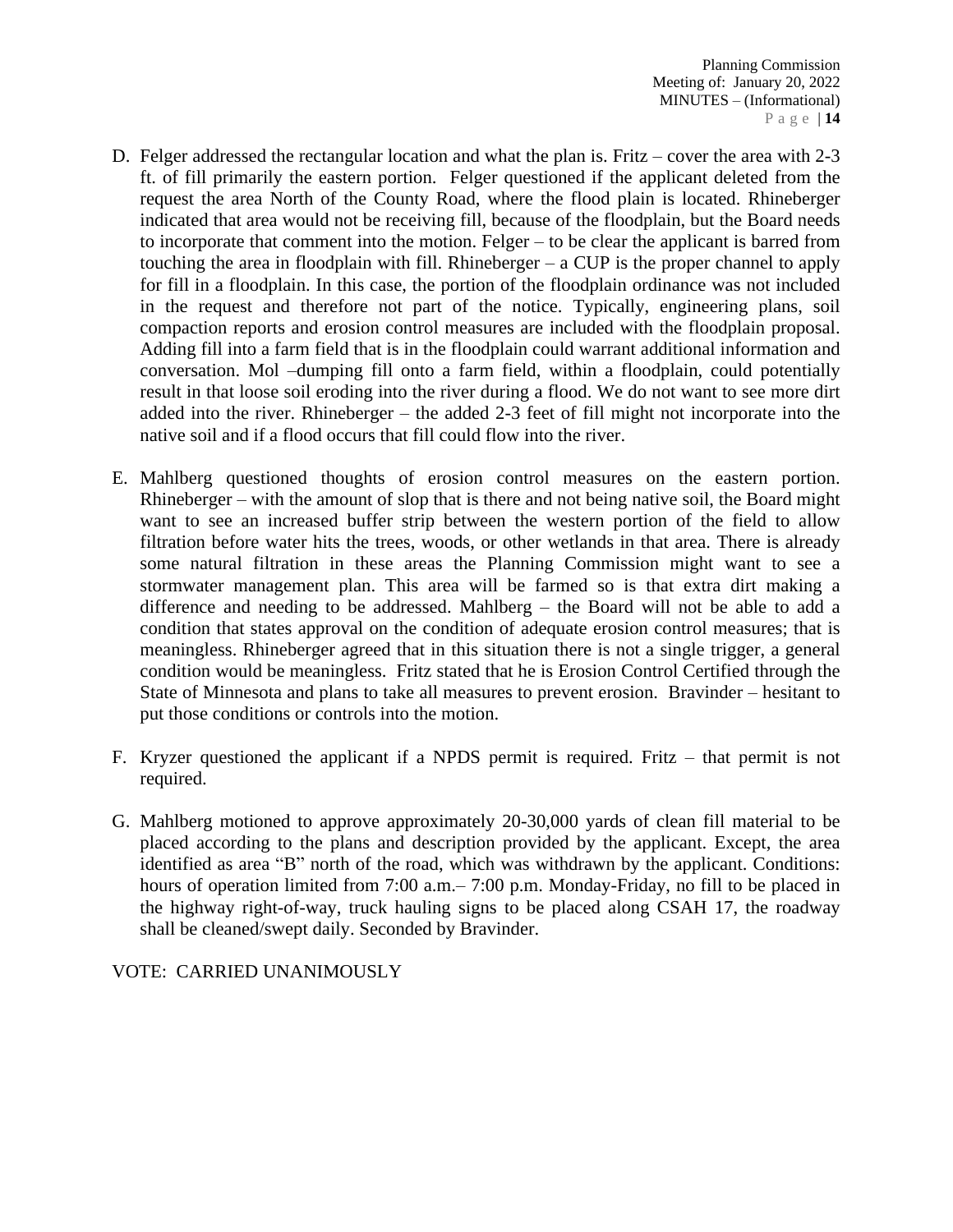D. Felger addressed the rectangular location and what the plan is. Fritz – cover the area with 2-3 ft. of fill primarily the eastern portion. Felger questioned if the applicant deleted from the request the area North of the County Road, where the flood plain is located. Rhineberger indicated that area would not be receiving fill, because of the floodplain, but the Board needs to incorporate that comment into the motion. Felger – to be clear the applicant is barred from touching the area in floodplain with fill. Rhineberger – a CUP is the proper channel to apply for fill in a floodplain. In this case, the portion of the floodplain ordinance was not included in the request and therefore not part of the notice. Typically, engineering plans, soil compaction reports and erosion control measures are included with the floodplain proposal. Adding fill into a farm field that is in the floodplain could warrant additional information and conversation. Mol –dumping fill onto a farm field, within a floodplain, could potentially result in that loose soil eroding into the river during a flood. We do not want to see more dirt added into the river. Rhineberger – the added 2-3 feet of fill might not incorporate into the native soil and if a flood occurs that fill could flow into the river.

E. Mahlberg questioned thoughts of erosion control measures on the eastern portion. Rhineberger – with the amount of slop that is there and not being native soil, the Board might want to see an increased buffer strip between the western portion of the field to allow filtration before water hits the trees, woods, or other wetlands in that area. There is already some natural filtration in these areas the Planning Commission might want to see a stormwater management plan. This area will be farmed so is that extra dirt making a difference and needing to be addressed. Mahlberg – the Board will not be able to add a condition that states approval on the condition of adequate erosion control measures; that is meaningless. Rhineberger agreed that in this situation there is not a single trigger, a general condition would be meaningless. Fritz stated that he is Erosion Control Certified through the State of Minnesota and plans to take all measures to prevent erosion. Bravinder – hesitant to put those conditions or controls into the motion.

F. Kryzer questioned the applicant if a NPDS permit is required. Fritz – that permit is not required.

G. Mahlberg motioned to approve approximately 20-30,000 yards of clean fill material to be placed according to the plans and description provided by the applicant. Except, the area identified as area "B" north of the road, which was withdrawn by the applicant. Conditions: hours of operation limited from 7:00 a.m.– 7:00 p.m. Monday-Friday, no fill to be placed in the highway right-of-way, truck hauling signs to be placed along CSAH 17, the roadway shall be cleaned/swept daily. Seconded by Bravinder.

VOTE: CARRIED UNANIMOUSLY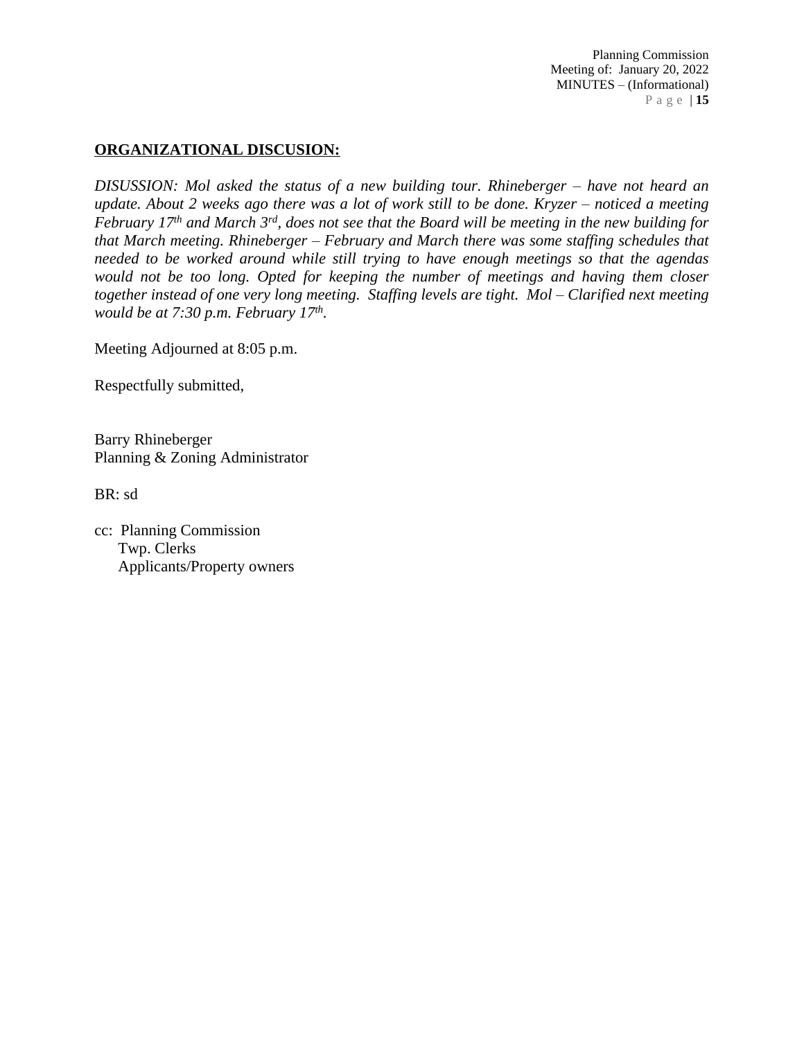## ORGANIZATIONAL DISCUSION:

*DISUSSION: Mol asked the status of a new building tour. Rhineberger – have not heard an update. About 2 weeks ago there was a lot of work still to be done. Kryzer – noticed a meeting February 17th and March 3rd, does not see that the Board will be meeting in the new building for that March meeting. Rhineberger – February and March there was some staffing schedules that needed to be worked around while still trying to have enough meetings so that the agendas would not be too long. Opted for keeping the number of meetings and having them closer together instead of one very long meeting. Staffing levels are tight. Mol – Clarified next meeting would be at 7:30 p.m. February 17th.*

Meeting Adjourned at 8:05 p.m.

Respectfully submitted,

Barry Rhineberger
Planning & Zoning Administrator

BR: sd

cc: Planning Commission
Twp. Clerks
Applicants/Property owners